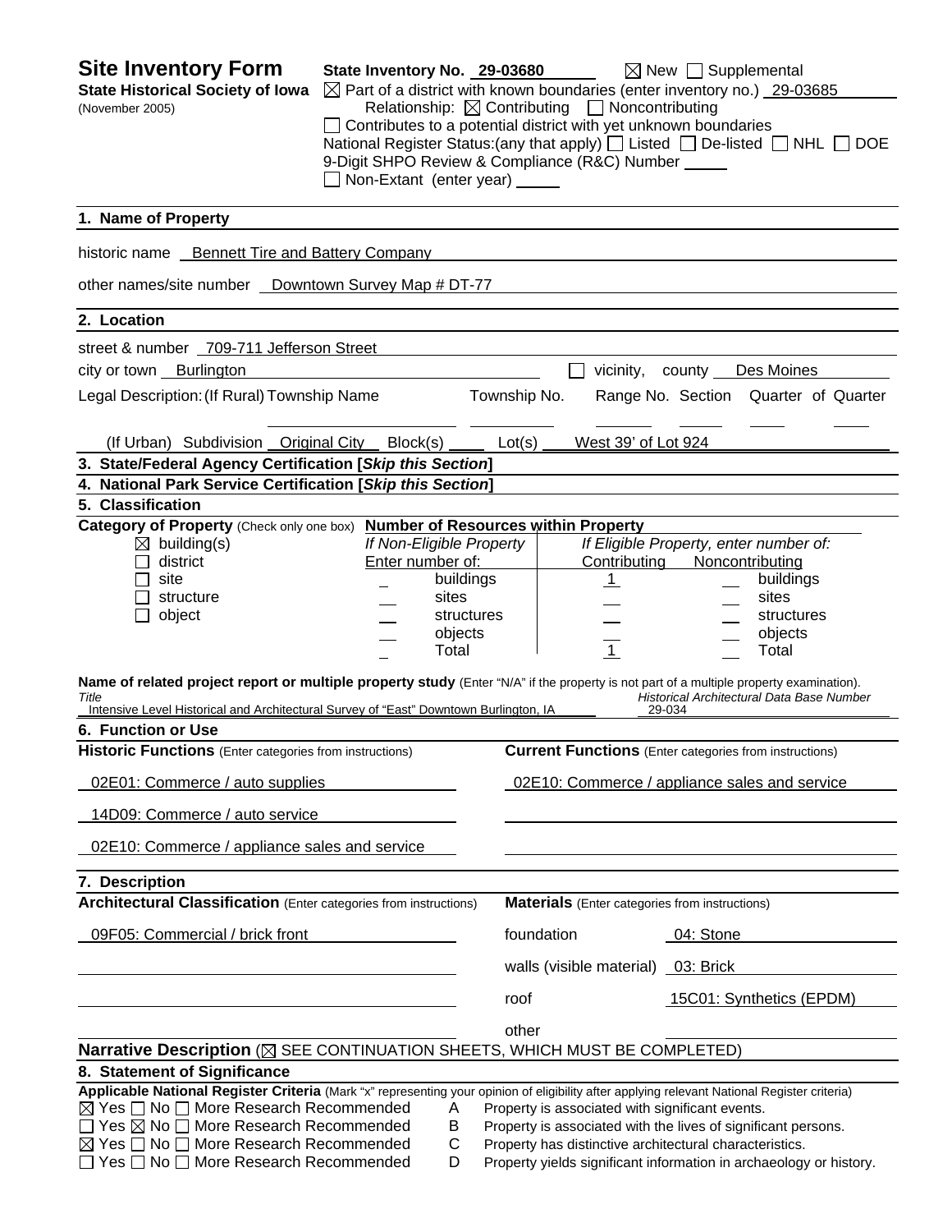# Site Inventory Form

**State Historical Society of Iowa**
(November 2005)

**State Inventory No.** 29-03680 ☒ New ☐ Supplemental

☒ Part of a district with known boundaries (enter inventory no.) 29-03685

Relationship: ☒ Contributing ☐ Noncontributing

☐ Contributes to a potential district with yet unknown boundaries

National Register Status:(any that apply) ☐ Listed ☐ De-listed ☐ NHL ☐ DOE

9-Digit SHPO Review & Compliance (R&C) Number ____

☐ Non-Extant (enter year) ____

## 1. Name of Property

historic name: Bennett Tire and Battery Company

other names/site number: Downtown Survey Map # DT-77

## 2. Location

street & number: 709-711 Jefferson Street

city or town: Burlington ☐ vicinity, county: Des Moines

Legal Description: (If Rural) Township Name ____ Township No. ____ Range No. ____ Section ____ Quarter of Quarter ____

(If Urban) Subdivision: Original City Block(s): ____ Lot(s): West 39' of Lot 924

## 3. State/Federal Agency Certification [*Skip this Section*]

## 4. National Park Service Certification [*Skip this Section*]

## 5. Classification

**Category of Property** (Check only one box)

- ☒ building(s)
- ☐ district
- ☐ site
- ☐ structure
- ☐ object

**Number of Resources within Property**

| If Non-Eligible Property Enter number of: | | If Eligible Property, enter number of: Contributing | Noncontributing | |
|---|---|---|---|---|
| | buildings | 1 | | buildings |
| | sites | | | sites |
| | structures | | | structures |
| | objects | | | objects |
| | Total | 1 | | Total |

**Name of related project report or multiple property study** (Enter "N/A" if the property is not part of a multiple property examination).

| *Title* | *Historical Architectural Data Base Number* |
|---|---|
| Intensive Level Historical and Architectural Survey of "East" Downtown Burlington, IA | 29-034 |

## 6. Function or Use

| **Historic Functions** (Enter categories from instructions) | **Current Functions** (Enter categories from instructions) |
|---|---|
| 02E01: Commerce / auto supplies | 02E10: Commerce / appliance sales and service |
| 14D09: Commerce / auto service | |
| 02E10: Commerce / appliance sales and service | |

## 7. Description

| **Architectural Classification** (Enter categories from instructions) | **Materials** (Enter categories from instructions) | |
|---|---|---|
| 09F05: Commercial / brick front | foundation | 04: Stone |
| | walls (visible material) | 03: Brick |
| | roof | 15C01: Synthetics (EPDM) |
| | other | |

**Narrative Description** (☒ SEE CONTINUATION SHEETS, WHICH MUST BE COMPLETED)

## 8. Statement of Significance

**Applicable National Register Criteria** (Mark "x" representing your opinion of eligibility after applying relevant National Register criteria)

- ☒ Yes ☐ No ☐ More Research Recommended — A — Property is associated with significant events.
- ☐ Yes ☒ No ☐ More Research Recommended — B — Property is associated with the lives of significant persons.
- ☒ Yes ☐ No ☐ More Research Recommended — C — Property has distinctive architectural characteristics.
- ☐ Yes ☐ No ☐ More Research Recommended — D — Property yields significant information in archaeology or history.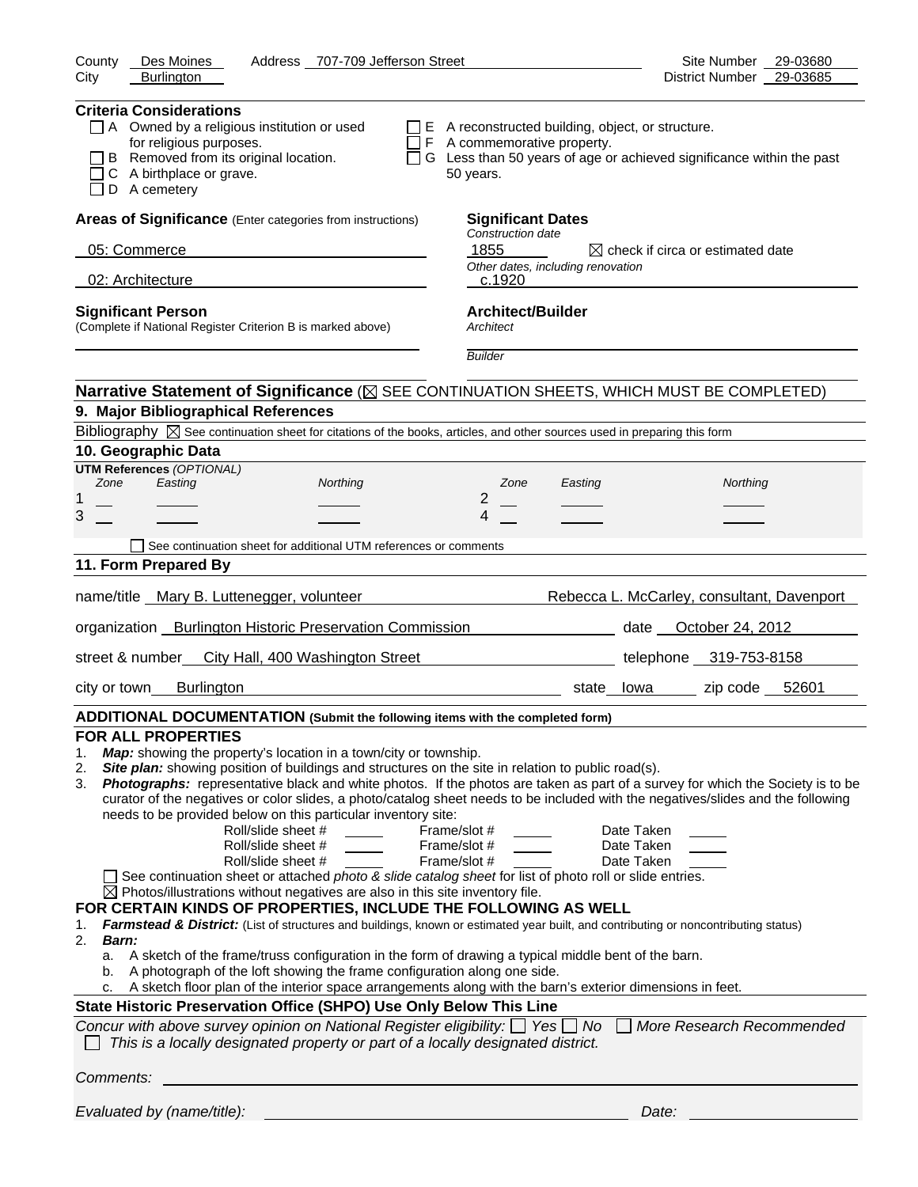County Des Moines Address 707-709 Jefferson Street Site Number 29-03680
City Burlington District Number 29-03685

**Criteria Considerations**

- ☐ A Owned by a religious institution or used for religious purposes.
- ☐ B Removed from its original location.
- ☐ C A birthplace or grave.
- ☐ D A cemetery
- ☐ E A reconstructed building, object, or structure.
- ☐ F A commemorative property.
- ☐ G Less than 50 years of age or achieved significance within the past 50 years.

**Areas of Significance** (Enter categories from instructions)

05: Commerce

02: Architecture

**Significant Dates**

*Construction date*

1855 ☒ check if circa or estimated date

*Other dates, including renovation*

c.1920

**Significant Person**
(Complete if National Register Criterion B is marked above)

**Architect/Builder**

*Architect*

*Builder*

**Narrative Statement of Significance** (☒ SEE CONTINUATION SHEETS, WHICH MUST BE COMPLETED)

**9. Major Bibliographical References**

Bibliography ☒ See continuation sheet for citations of the books, articles, and other sources used in preparing this form

**10. Geographic Data**

**UTM References** *(OPTIONAL)*

| | Zone | Easting | Northing | | Zone | Easting | Northing |
|---|---|---|---|---|---|---|---|
| 1 | | | | 2 | | | |
| 3 | | | | 4 | | | |

☐ See continuation sheet for additional UTM references or comments

**11. Form Prepared By**

name/title Mary B. Luttenegger, volunteer Rebecca L. McCarley, consultant, Davenport

organization Burlington Historic Preservation Commission date October 24, 2012

street & number City Hall, 400 Washington Street telephone 319-753-8158

city or town Burlington state Iowa zip code 52601

**ADDITIONAL DOCUMENTATION (Submit the following items with the completed form)**

**FOR ALL PROPERTIES**

1. ***Map:*** showing the property's location in a town/city or township.
2. ***Site plan:*** showing position of buildings and structures on the site in relation to public road(s).
3. ***Photographs:*** representative black and white photos. If the photos are taken as part of a survey for which the Society is to be curator of the negatives or color slides, a photo/catalog sheet needs to be included with the negatives/slides and the following needs to be provided below on this particular inventory site:

| Roll/slide sheet # | Frame/slot # | Date Taken |
|---|---|---|
| | | |
| | | |
| | | |

☐ See continuation sheet or attached *photo & slide catalog sheet* for list of photo roll or slide entries.
☒ Photos/illustrations without negatives are also in this site inventory file.

**FOR CERTAIN KINDS OF PROPERTIES, INCLUDE THE FOLLOWING AS WELL**

1. ***Farmstead & District:*** (List of structures and buildings, known or estimated year built, and contributing or noncontributing status)
2. ***Barn:***
   a. A sketch of the frame/truss configuration in the form of drawing a typical middle bent of the barn.
   b. A photograph of the loft showing the frame configuration along one side.
   c. A sketch floor plan of the interior space arrangements along with the barn's exterior dimensions in feet.

**State Historic Preservation Office (SHPO) Use Only Below This Line**

*Concur with above survey opinion on National Register eligibility:* ☐ *Yes* ☐ *No* ☐ *More Research Recommended*
☐ *This is a locally designated property or part of a locally designated district.*

*Comments:*

*Evaluated by (name/title):* *Date:*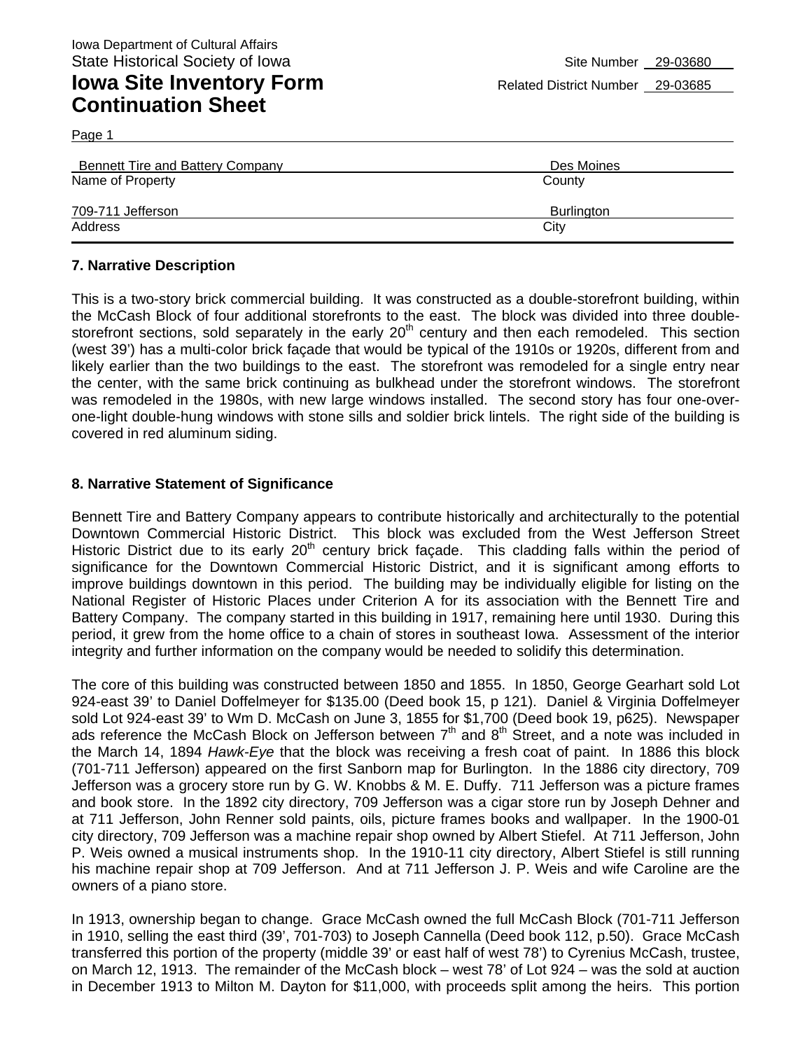Iowa Department of Cultural Affairs
State Historical Society of Iowa

# Iowa Site Inventory Form Continuation Sheet

Site Number 29-03680
Related District Number 29-03685

Page 1

| Bennett Tire and Battery Company | Des Moines |
|---|---|
| Name of Property | County |
| 709-711 Jefferson | Burlington |
| Address | City |

### 7. Narrative Description

This is a two-story brick commercial building. It was constructed as a double-storefront building, within the McCash Block of four additional storefronts to the east. The block was divided into three double-storefront sections, sold separately in the early 20th century and then each remodeled. This section (west 39') has a multi-color brick façade that would be typical of the 1910s or 1920s, different from and likely earlier than the two buildings to the east. The storefront was remodeled for a single entry near the center, with the same brick continuing as bulkhead under the storefront windows. The storefront was remodeled in the 1980s, with new large windows installed. The second story has four one-over-one-light double-hung windows with stone sills and soldier brick lintels. The right side of the building is covered in red aluminum siding.

### 8. Narrative Statement of Significance

Bennett Tire and Battery Company appears to contribute historically and architecturally to the potential Downtown Commercial Historic District. This block was excluded from the West Jefferson Street Historic District due to its early 20th century brick façade. This cladding falls within the period of significance for the Downtown Commercial Historic District, and it is significant among efforts to improve buildings downtown in this period. The building may be individually eligible for listing on the National Register of Historic Places under Criterion A for its association with the Bennett Tire and Battery Company. The company started in this building in 1917, remaining here until 1930. During this period, it grew from the home office to a chain of stores in southeast Iowa. Assessment of the interior integrity and further information on the company would be needed to solidify this determination.

The core of this building was constructed between 1850 and 1855. In 1850, George Gearhart sold Lot 924-east 39' to Daniel Doffelmeyer for $135.00 (Deed book 15, p 121). Daniel & Virginia Doffelmeyer sold Lot 924-east 39' to Wm D. McCash on June 3, 1855 for $1,700 (Deed book 19, p625). Newspaper ads reference the McCash Block on Jefferson between 7th and 8th Street, and a note was included in the March 14, 1894 *Hawk-Eye* that the block was receiving a fresh coat of paint. In 1886 this block (701-711 Jefferson) appeared on the first Sanborn map for Burlington. In the 1886 city directory, 709 Jefferson was a grocery store run by G. W. Knobbs & M. E. Duffy. 711 Jefferson was a picture frames and book store. In the 1892 city directory, 709 Jefferson was a cigar store run by Joseph Dehner and at 711 Jefferson, John Renner sold paints, oils, picture frames books and wallpaper. In the 1900-01 city directory, 709 Jefferson was a machine repair shop owned by Albert Stiefel. At 711 Jefferson, John P. Weis owned a musical instruments shop. In the 1910-11 city directory, Albert Stiefel is still running his machine repair shop at 709 Jefferson. And at 711 Jefferson J. P. Weis and wife Caroline are the owners of a piano store.

In 1913, ownership began to change. Grace McCash owned the full McCash Block (701-711 Jefferson in 1910, selling the east third (39', 701-703) to Joseph Cannella (Deed book 112, p.50). Grace McCash transferred this portion of the property (middle 39' or east half of west 78') to Cyrenius McCash, trustee, on March 12, 1913. The remainder of the McCash block – west 78' of Lot 924 – was the sold at auction in December 1913 to Milton M. Dayton for $11,000, with proceeds split among the heirs. This portion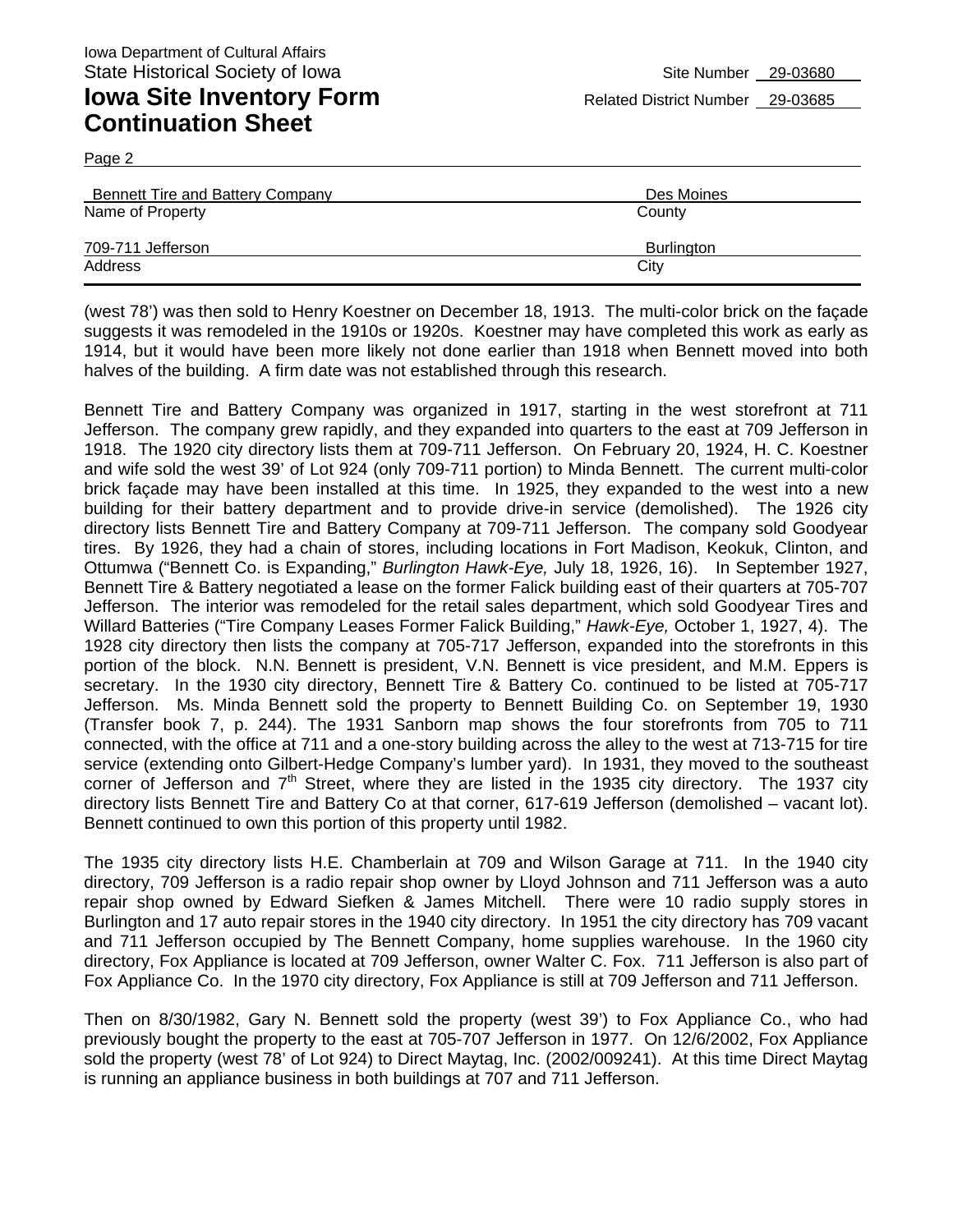Iowa Department of Cultural Affairs
State Historical Society of Iowa

Site Number 29-03680

# Iowa Site Inventory Form Continuation Sheet

Related District Number 29-03685

Page 2

| Bennett Tire and Battery Company | Des Moines |
|---|---|
| Name of Property | County |
| 709-711 Jefferson | Burlington |
| Address | City |

(west 78') was then sold to Henry Koestner on December 18, 1913. The multi-color brick on the façade suggests it was remodeled in the 1910s or 1920s. Koestner may have completed this work as early as 1914, but it would have been more likely not done earlier than 1918 when Bennett moved into both halves of the building. A firm date was not established through this research.

Bennett Tire and Battery Company was organized in 1917, starting in the west storefront at 711 Jefferson. The company grew rapidly, and they expanded into quarters to the east at 709 Jefferson in 1918. The 1920 city directory lists them at 709-711 Jefferson. On February 20, 1924, H. C. Koestner and wife sold the west 39' of Lot 924 (only 709-711 portion) to Minda Bennett. The current multi-color brick façade may have been installed at this time. In 1925, they expanded to the west into a new building for their battery department and to provide drive-in service (demolished). The 1926 city directory lists Bennett Tire and Battery Company at 709-711 Jefferson. The company sold Goodyear tires. By 1926, they had a chain of stores, including locations in Fort Madison, Keokuk, Clinton, and Ottumwa ("Bennett Co. is Expanding," *Burlington Hawk-Eye,* July 18, 1926, 16). In September 1927, Bennett Tire & Battery negotiated a lease on the former Falick building east of their quarters at 705-707 Jefferson. The interior was remodeled for the retail sales department, which sold Goodyear Tires and Willard Batteries ("Tire Company Leases Former Falick Building," *Hawk-Eye,* October 1, 1927, 4). The 1928 city directory then lists the company at 705-717 Jefferson, expanded into the storefronts in this portion of the block. N.N. Bennett is president, V.N. Bennett is vice president, and M.M. Eppers is secretary. In the 1930 city directory, Bennett Tire & Battery Co. continued to be listed at 705-717 Jefferson. Ms. Minda Bennett sold the property to Bennett Building Co. on September 19, 1930 (Transfer book 7, p. 244). The 1931 Sanborn map shows the four storefronts from 705 to 711 connected, with the office at 711 and a one-story building across the alley to the west at 713-715 for tire service (extending onto Gilbert-Hedge Company's lumber yard). In 1931, they moved to the southeast corner of Jefferson and 7th Street, where they are listed in the 1935 city directory. The 1937 city directory lists Bennett Tire and Battery Co at that corner, 617-619 Jefferson (demolished – vacant lot). Bennett continued to own this portion of this property until 1982.

The 1935 city directory lists H.E. Chamberlain at 709 and Wilson Garage at 711. In the 1940 city directory, 709 Jefferson is a radio repair shop owner by Lloyd Johnson and 711 Jefferson was a auto repair shop owned by Edward Siefken & James Mitchell. There were 10 radio supply stores in Burlington and 17 auto repair stores in the 1940 city directory. In 1951 the city directory has 709 vacant and 711 Jefferson occupied by The Bennett Company, home supplies warehouse. In the 1960 city directory, Fox Appliance is located at 709 Jefferson, owner Walter C. Fox. 711 Jefferson is also part of Fox Appliance Co. In the 1970 city directory, Fox Appliance is still at 709 Jefferson and 711 Jefferson.

Then on 8/30/1982, Gary N. Bennett sold the property (west 39') to Fox Appliance Co., who had previously bought the property to the east at 705-707 Jefferson in 1977. On 12/6/2002, Fox Appliance sold the property (west 78' of Lot 924) to Direct Maytag, Inc. (2002/009241). At this time Direct Maytag is running an appliance business in both buildings at 707 and 711 Jefferson.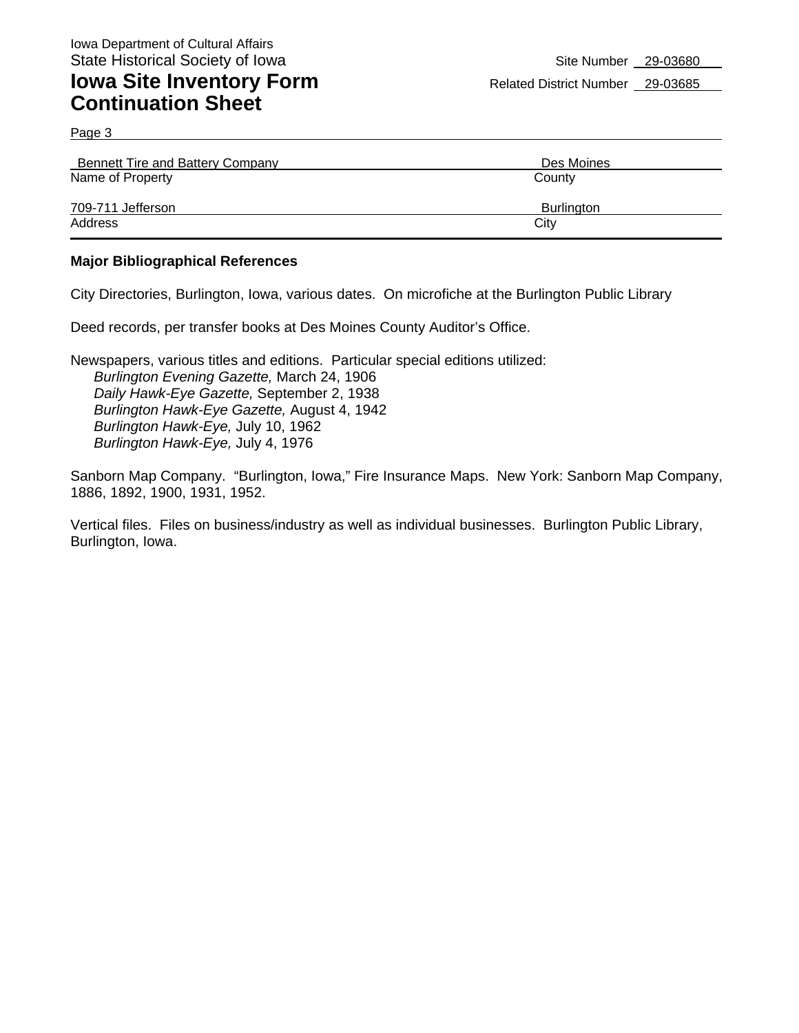Iowa Department of Cultural Affairs
State Historical Society of Iowa

# Iowa Site Inventory Form Continuation Sheet

Site Number 29-03680
Related District Number 29-03685

Page 3

| Bennett Tire and Battery Company | Des Moines |
| --- | --- |
| Name of Property | County |
| 709-711 Jefferson | Burlington |
| Address | City |

**Major Bibliographical References**

City Directories, Burlington, Iowa, various dates. On microfiche at the Burlington Public Library

Deed records, per transfer books at Des Moines County Auditor's Office.

Newspapers, various titles and editions. Particular special editions utilized:
- *Burlington Evening Gazette,* March 24, 1906
- *Daily Hawk-Eye Gazette,* September 2, 1938
- *Burlington Hawk-Eye Gazette,* August 4, 1942
- *Burlington Hawk-Eye,* July 10, 1962
- *Burlington Hawk-Eye,* July 4, 1976

Sanborn Map Company. "Burlington, Iowa," Fire Insurance Maps. New York: Sanborn Map Company, 1886, 1892, 1900, 1931, 1952.

Vertical files. Files on business/industry as well as individual businesses. Burlington Public Library, Burlington, Iowa.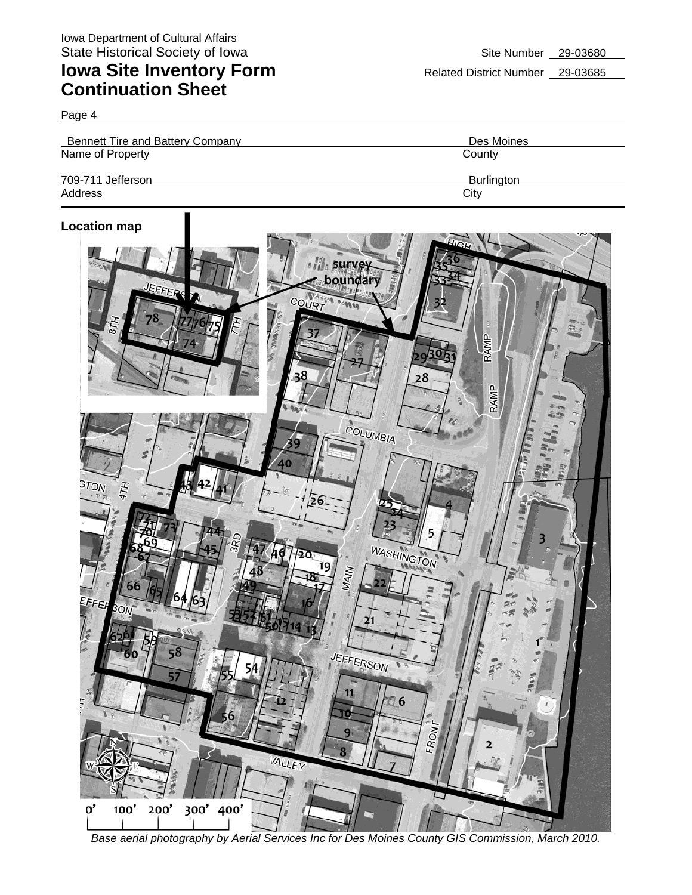Iowa Department of Cultural Affairs
State Historical Society of Iowa

# Iowa Site Inventory Form
# Continuation Sheet

Site Number 29-03680

Related District Number 29-03685

Page 4

| Bennett Tire and Battery Company | Des Moines |
|---|---|
| Name of Property | County |
| 709-711 Jefferson | Burlington |
| Address | City |

**Location map**

*Base aerial photography by Aerial Services Inc for Des Moines County GIS Commission, March 2010.*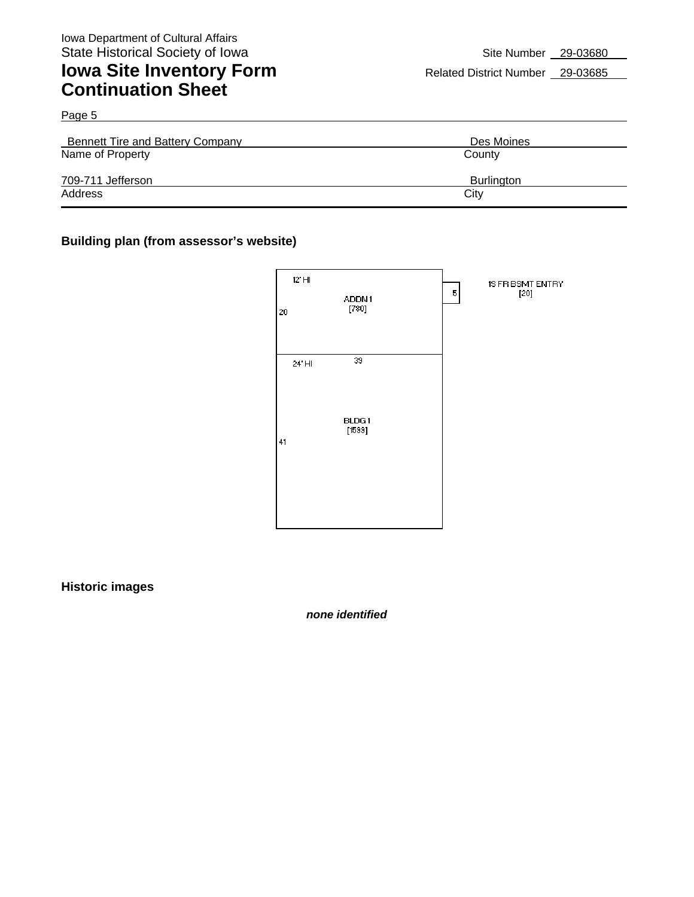Iowa Department of Cultural Affairs
State Historical Society of Iowa

# Iowa Site Inventory Form Continuation Sheet

Site Number 29-03680
Related District Number 29-03685

Page 5

| Bennett Tire and Battery Company | Des Moines |
|---|---|
| Name of Property | County |
| 709-711 Jefferson | Burlington |
| Address | City |

**Building plan (from assessor's website)**

12' HI
ADDN 1
[780]
20

5

1S FR BSMT ENTRY
[20]

24' HI
39
BLDG 1
[1599]
41

**Historic images**

***none identified***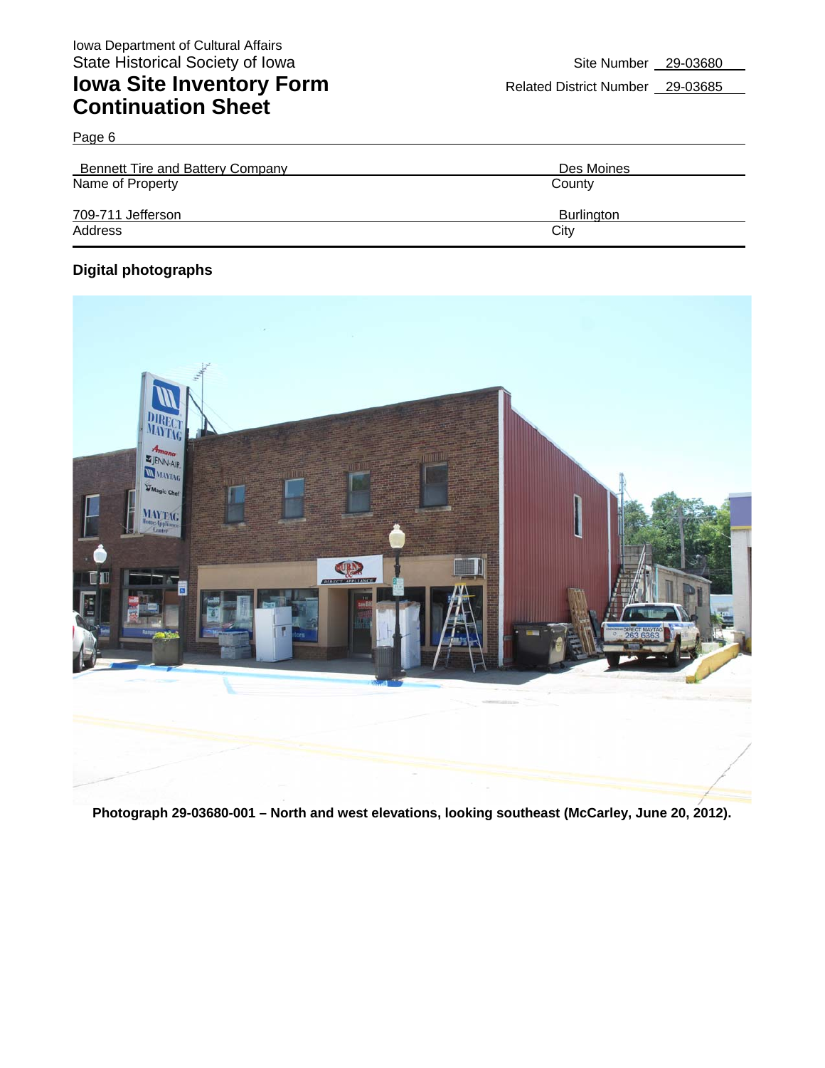Iowa Department of Cultural Affairs
State Historical Society of Iowa

# Iowa Site Inventory Form Continuation Sheet

Site Number 29-03680

Related District Number 29-03685

Page 6

| | |
|---|---|
| Bennett Tire and Battery Company | Des Moines |
| Name of Property | County |
| 709-711 Jefferson | Burlington |
| Address | City |

## Digital photographs

**Photograph 29-03680-001 – North and west elevations, looking southeast (McCarley, June 20, 2012).**